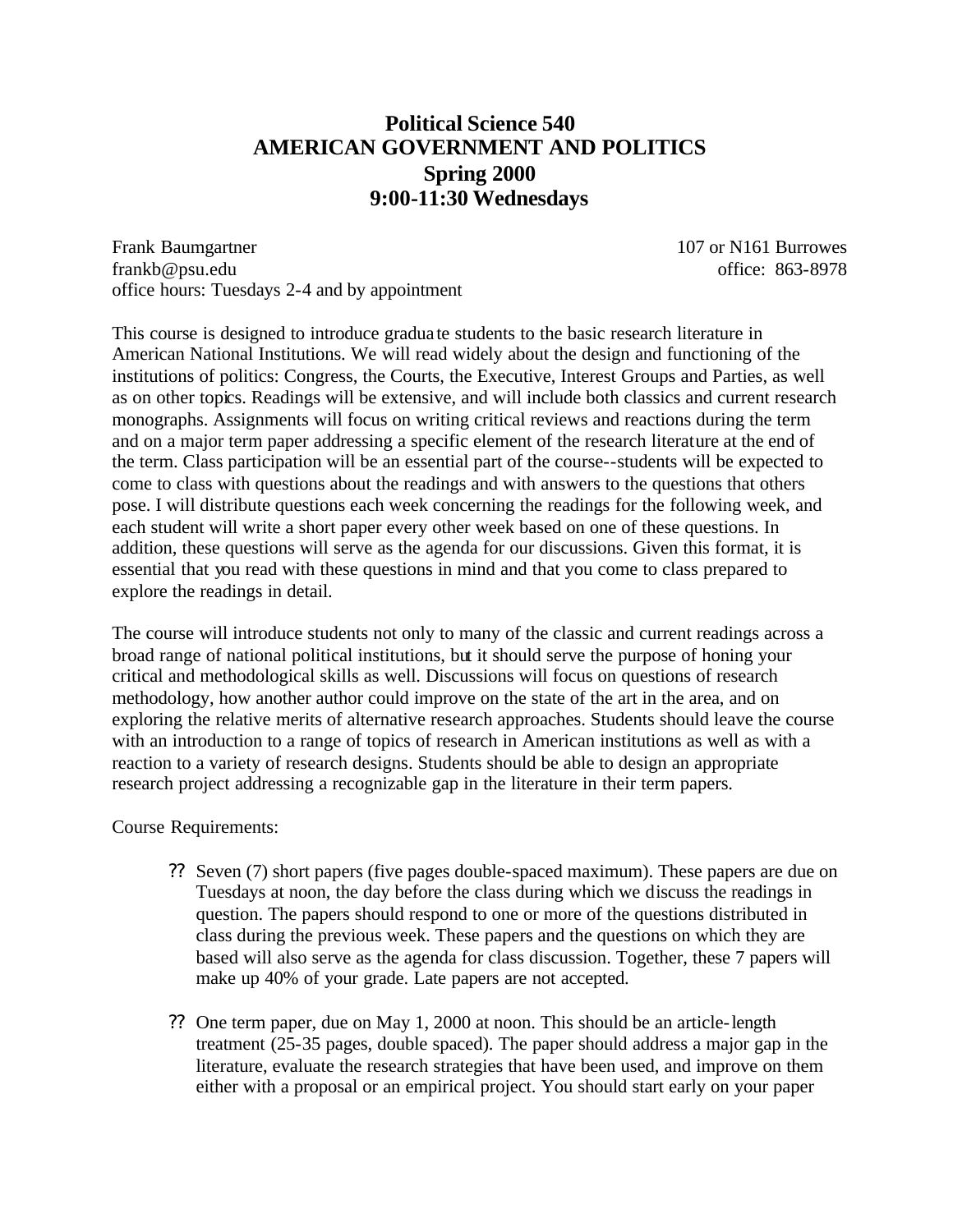# Political Science 540
# AMERICAN GOVERNMENT AND POLITICS
## Spring 2000
## 9:00-11:30 Wednesdays

Frank Baumgartner — 107 or N161 Burrowes
frankb@psu.edu — office: 863-8978
office hours: Tuesdays 2-4 and by appointment

This course is designed to introduce graduate students to the basic research literature in American National Institutions. We will read widely about the design and functioning of the institutions of politics: Congress, the Courts, the Executive, Interest Groups and Parties, as well as on other topics. Readings will be extensive, and will include both classics and current research monographs. Assignments will focus on writing critical reviews and reactions during the term and on a major term paper addressing a specific element of the research literature at the end of the term. Class participation will be an essential part of the course--students will be expected to come to class with questions about the readings and with answers to the questions that others pose. I will distribute questions each week concerning the readings for the following week, and each student will write a short paper every other week based on one of these questions. In addition, these questions will serve as the agenda for our discussions. Given this format, it is essential that you read with these questions in mind and that you come to class prepared to explore the readings in detail.

The course will introduce students not only to many of the classic and current readings across a broad range of national political institutions, but it should serve the purpose of honing your critical and methodological skills as well. Discussions will focus on questions of research methodology, how another author could improve on the state of the art in the area, and on exploring the relative merits of alternative research approaches. Students should leave the course with an introduction to a range of topics of research in American institutions as well as with a reaction to a variety of research designs. Students should be able to design an appropriate research project addressing a recognizable gap in the literature in their term papers.

Course Requirements:

- Seven (7) short papers (five pages double-spaced maximum). These papers are due on Tuesdays at noon, the day before the class during which we discuss the readings in question. The papers should respond to one or more of the questions distributed in class during the previous week. These papers and the questions on which they are based will also serve as the agenda for class discussion. Together, these 7 papers will make up 40% of your grade. Late papers are not accepted.
- One term paper, due on May 1, 2000 at noon. This should be an article-length treatment (25-35 pages, double spaced). The paper should address a major gap in the literature, evaluate the research strategies that have been used, and improve on them either with a proposal or an empirical project. You should start early on your paper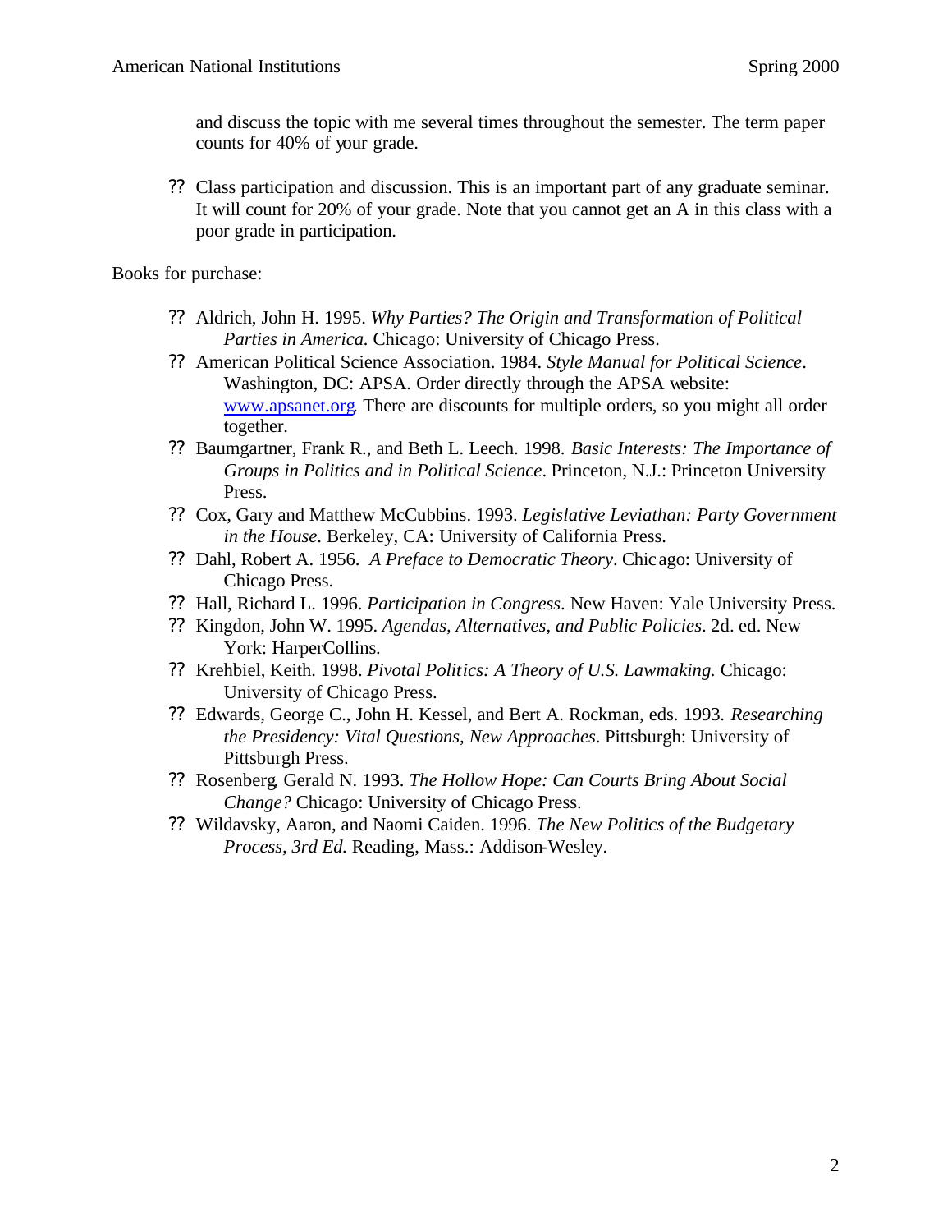and discuss the topic with me several times throughout the semester. The term paper counts for 40% of your grade.

- Class participation and discussion. This is an important part of any graduate seminar. It will count for 20% of your grade. Note that you cannot get an A in this class with a poor grade in participation.

Books for purchase:

- Aldrich, John H. 1995. *Why Parties? The Origin and Transformation of Political Parties in America*. Chicago: University of Chicago Press.
- American Political Science Association. 1984. *Style Manual for Political Science*. Washington, DC: APSA. Order directly through the APSA website: www.apsanet.org. There are discounts for multiple orders, so you might all order together.
- Baumgartner, Frank R., and Beth L. Leech. 1998. *Basic Interests: The Importance of Groups in Politics and in Political Science*. Princeton, N.J.: Princeton University Press.
- Cox, Gary and Matthew McCubbins. 1993. *Legislative Leviathan: Party Government in the House*. Berkeley, CA: University of California Press.
- Dahl, Robert A. 1956. *A Preface to Democratic Theory*. Chicago: University of Chicago Press.
- Hall, Richard L. 1996. *Participation in Congress*. New Haven: Yale University Press.
- Kingdon, John W. 1995. *Agendas, Alternatives, and Public Policies*. 2d. ed. New York: HarperCollins.
- Krehbiel, Keith. 1998. *Pivotal Politics: A Theory of U.S. Lawmaking.* Chicago: University of Chicago Press.
- Edwards, George C., John H. Kessel, and Bert A. Rockman, eds. 1993. *Researching the Presidency: Vital Questions, New Approaches*. Pittsburgh: University of Pittsburgh Press.
- Rosenberg, Gerald N. 1993. *The Hollow Hope: Can Courts Bring About Social Change?* Chicago: University of Chicago Press.
- Wildavsky, Aaron, and Naomi Caiden. 1996. *The New Politics of the Budgetary Process, 3rd Ed.* Reading, Mass.: Addison-Wesley.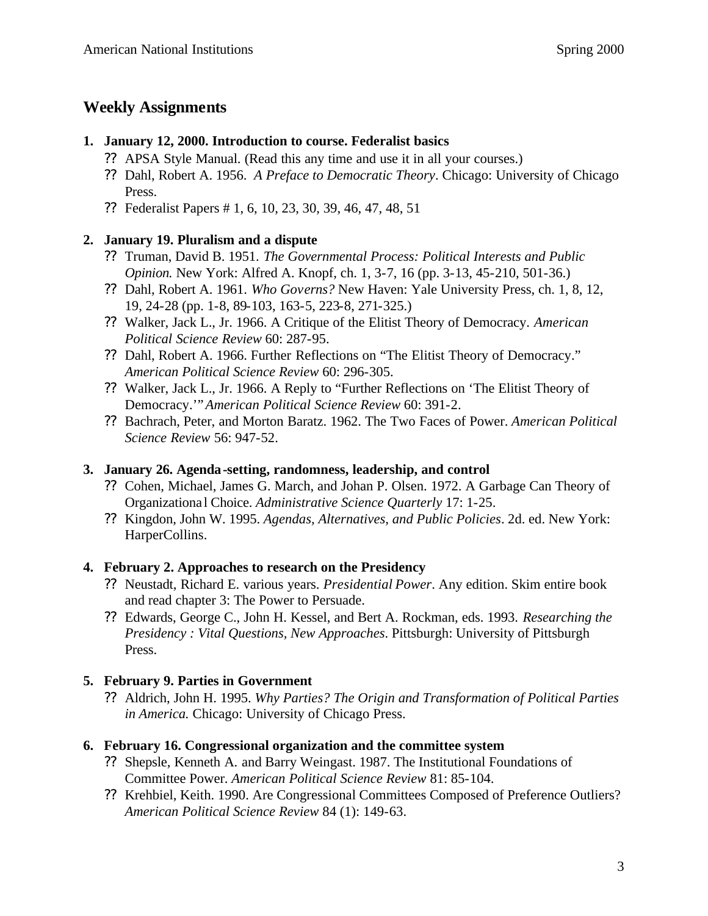## Weekly Assignments

1. **January 12, 2000. Introduction to course. Federalist basics**
   - APSA Style Manual. (Read this any time and use it in all your courses.)
   - Dahl, Robert A. 1956. *A Preface to Democratic Theory*. Chicago: University of Chicago Press.
   - Federalist Papers # 1, 6, 10, 23, 30, 39, 46, 47, 48, 51

2. **January 19. Pluralism and a dispute**
   - Truman, David B. 1951. *The Governmental Process: Political Interests and Public Opinion.* New York: Alfred A. Knopf, ch. 1, 3-7, 16 (pp. 3-13, 45-210, 501-36.)
   - Dahl, Robert A. 1961. *Who Governs?* New Haven: Yale University Press, ch. 1, 8, 12, 19, 24-28 (pp. 1-8, 89-103, 163-5, 223-8, 271-325.)
   - Walker, Jack L., Jr. 1966. A Critique of the Elitist Theory of Democracy. *American Political Science Review* 60: 287-95.
   - Dahl, Robert A. 1966. Further Reflections on "The Elitist Theory of Democracy." *American Political Science Review* 60: 296-305.
   - Walker, Jack L., Jr. 1966. A Reply to "Further Reflections on 'The Elitist Theory of Democracy.'" *American Political Science Review* 60: 391-2.
   - Bachrach, Peter, and Morton Baratz. 1962. The Two Faces of Power. *American Political Science Review* 56: 947-52.

3. **January 26. Agenda-setting, randomness, leadership, and control**
   - Cohen, Michael, James G. March, and Johan P. Olsen. 1972. A Garbage Can Theory of Organizational Choice. *Administrative Science Quarterly* 17: 1-25.
   - Kingdon, John W. 1995. *Agendas, Alternatives, and Public Policies*. 2d. ed. New York: HarperCollins.

4. **February 2. Approaches to research on the Presidency**
   - Neustadt, Richard E. various years. *Presidential Power*. Any edition. Skim entire book and read chapter 3: The Power to Persuade.
   - Edwards, George C., John H. Kessel, and Bert A. Rockman, eds. 1993. *Researching the Presidency : Vital Questions, New Approaches*. Pittsburgh: University of Pittsburgh Press.

5. **February 9. Parties in Government**
   - Aldrich, John H. 1995. *Why Parties? The Origin and Transformation of Political Parties in America.* Chicago: University of Chicago Press.

6. **February 16. Congressional organization and the committee system**
   - Shepsle, Kenneth A. and Barry Weingast. 1987. The Institutional Foundations of Committee Power. *American Political Science Review* 81: 85-104.
   - Krehbiel, Keith. 1990. Are Congressional Committees Composed of Preference Outliers? *American Political Science Review* 84 (1): 149-63.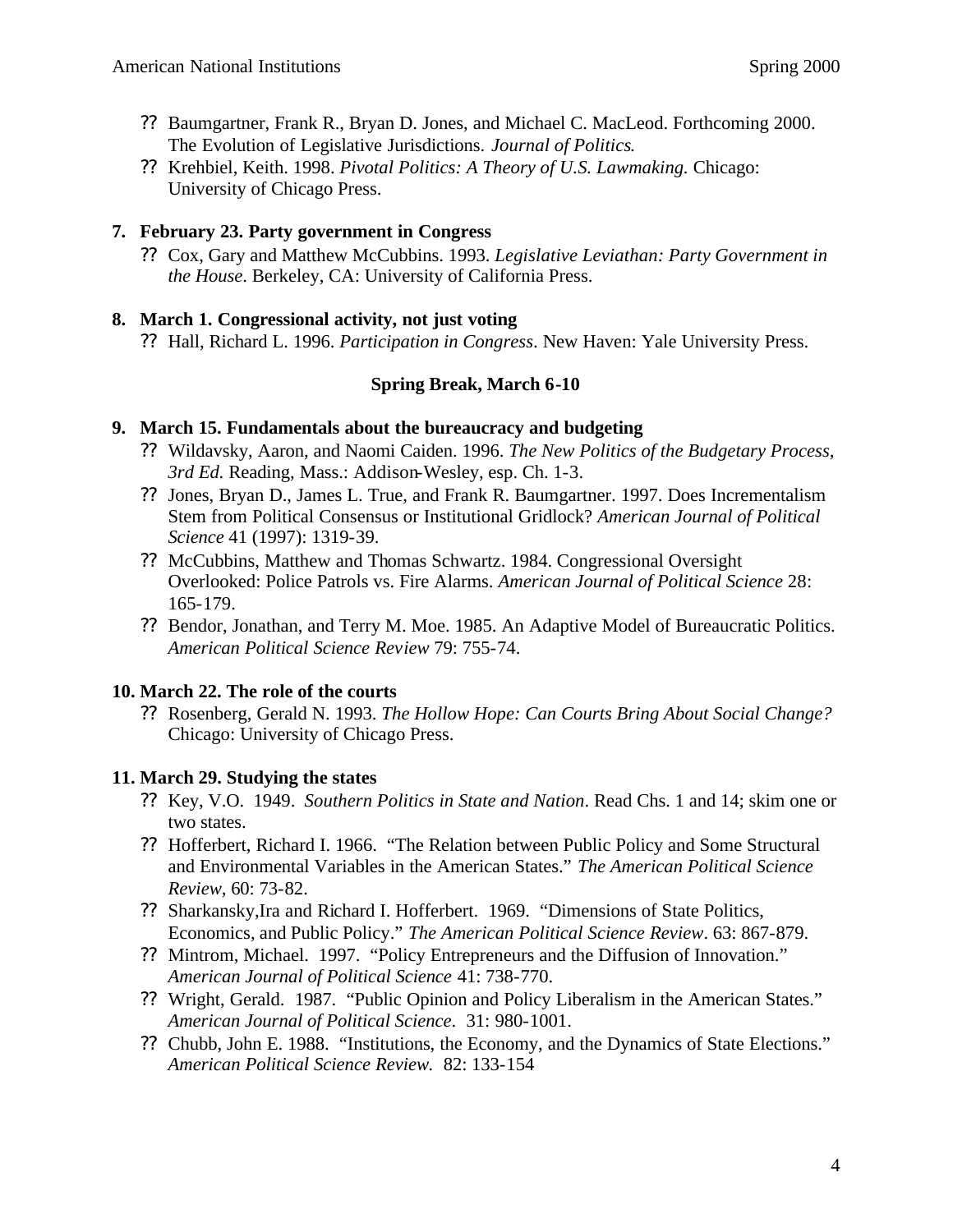- ?? Baumgartner, Frank R., Bryan D. Jones, and Michael C. MacLeod. Forthcoming 2000. The Evolution of Legislative Jurisdictions. *Journal of Politics*.
- ?? Krehbiel, Keith. 1998. *Pivotal Politics: A Theory of U.S. Lawmaking.* Chicago: University of Chicago Press.

### 7. February 23. Party government in Congress

- ?? Cox, Gary and Matthew McCubbins. 1993. *Legislative Leviathan: Party Government in the House*. Berkeley, CA: University of California Press.

### 8. March 1. Congressional activity, not just voting

- ?? Hall, Richard L. 1996. *Participation in Congress*. New Haven: Yale University Press.

**Spring Break, March 6-10**

### 9. March 15. Fundamentals about the bureaucracy and budgeting

- ?? Wildavsky, Aaron, and Naomi Caiden. 1996. *The New Politics of the Budgetary Process, 3rd Ed.* Reading, Mass.: Addison-Wesley, esp. Ch. 1-3.
- ?? Jones, Bryan D., James L. True, and Frank R. Baumgartner. 1997. Does Incrementalism Stem from Political Consensus or Institutional Gridlock? *American Journal of Political Science* 41 (1997): 1319-39.
- ?? McCubbins, Matthew and Thomas Schwartz. 1984. Congressional Oversight Overlooked: Police Patrols vs. Fire Alarms. *American Journal of Political Science* 28: 165-179.
- ?? Bendor, Jonathan, and Terry M. Moe. 1985. An Adaptive Model of Bureaucratic Politics. *American Political Science Review* 79: 755-74.

### 10. March 22. The role of the courts

- ?? Rosenberg, Gerald N. 1993. *The Hollow Hope: Can Courts Bring About Social Change?* Chicago: University of Chicago Press.

### 11. March 29. Studying the states

- ?? Key, V.O. 1949. *Southern Politics in State and Nation*. Read Chs. 1 and 14; skim one or two states.
- ?? Hofferbert, Richard I. 1966. "The Relation between Public Policy and Some Structural and Environmental Variables in the American States." *The American Political Science Review*, 60: 73-82.
- ?? Sharkansky,Ira and Richard I. Hofferbert. 1969. "Dimensions of State Politics, Economics, and Public Policy." *The American Political Science Review*. 63: 867-879.
- ?? Mintrom, Michael. 1997. "Policy Entrepreneurs and the Diffusion of Innovation." *American Journal of Political Science* 41: 738-770.
- ?? Wright, Gerald. 1987. "Public Opinion and Policy Liberalism in the American States." *American Journal of Political Science*. 31: 980-1001.
- ?? Chubb, John E. 1988. "Institutions, the Economy, and the Dynamics of State Elections." *American Political Science Review.* 82: 133-154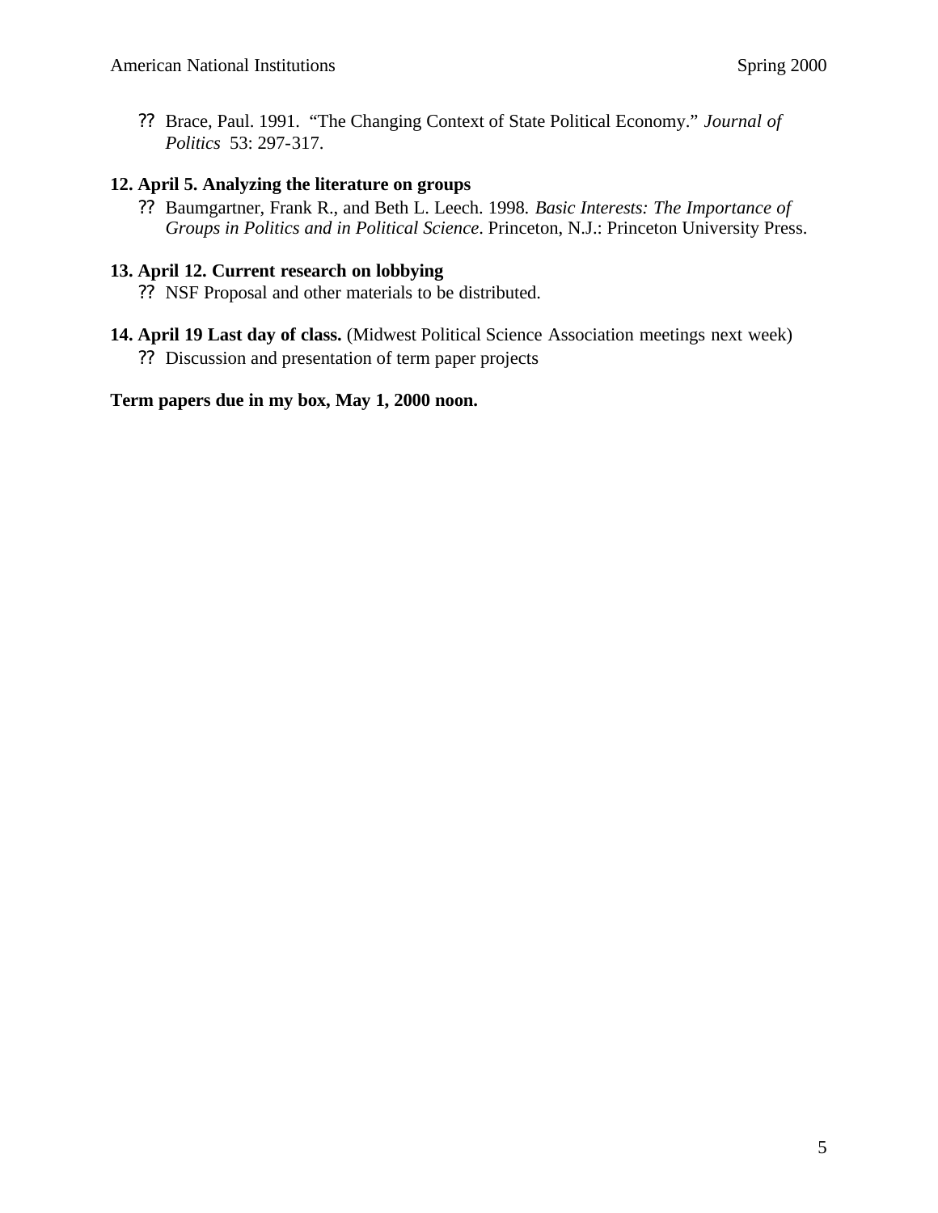- Brace, Paul. 1991. "The Changing Context of State Political Economy." *Journal of Politics* 53: 297-317.

**12. April 5. Analyzing the literature on groups**

- Baumgartner, Frank R., and Beth L. Leech. 1998. *Basic Interests: The Importance of Groups in Politics and in Political Science*. Princeton, N.J.: Princeton University Press.

**13. April 12. Current research on lobbying**

- NSF Proposal and other materials to be distributed.

**14. April 19 Last day of class.** (Midwest Political Science Association meetings next week)

- Discussion and presentation of term paper projects

**Term papers due in my box, May 1, 2000 noon.**